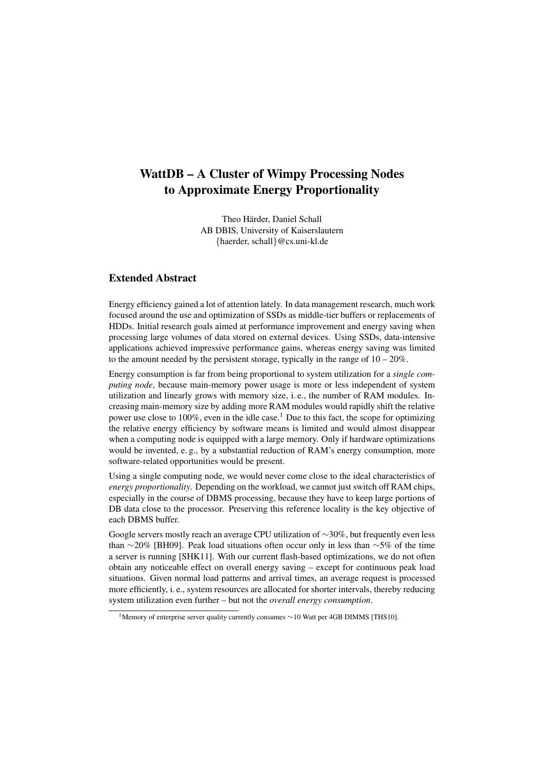# WattDB – A Cluster of Wimpy Processing Nodes to Approximate Energy Proportionality

Theo Härder, Daniel Schall
AB DBIS, University of Kaiserslautern
{haerder, schall}@cs.uni-kl.de

## Extended Abstract

Energy efficiency gained a lot of attention lately. In data management research, much work focused around the use and optimization of SSDs as middle-tier buffers or replacements of HDDs. Initial research goals aimed at performance improvement and energy saving when processing large volumes of data stored on external devices. Using SSDs, data-intensive applications achieved impressive performance gains, whereas energy saving was limited to the amount needed by the persistent storage, typically in the range of 10 – 20%.

Energy consumption is far from being proportional to system utilization for a *single computing node*, because main-memory power usage is more or less independent of system utilization and linearly grows with memory size, i. e., the number of RAM modules. Increasing main-memory size by adding more RAM modules would rapidly shift the relative power use close to 100%, even in the idle case.[1] Due to this fact, the scope for optimizing the relative energy efficiency by software means is limited and would almost disappear when a computing node is equipped with a large memory. Only if hardware optimizations would be invented, e. g., by a substantial reduction of RAM's energy consumption, more software-related opportunities would be present.

Using a single computing node, we would never come close to the ideal characteristics of *energy proportionality*. Depending on the workload, we cannot just switch off RAM chips, especially in the course of DBMS processing, because they have to keep large portions of DB data close to the processor. Preserving this reference locality is the key objective of each DBMS buffer.

Google servers mostly reach an average CPU utilization of ∼30%, but frequently even less than ∼20% [BH09]. Peak load situations often occur only in less than ∼5% of the time a server is running [SHK11]. With our current flash-based optimizations, we do not often obtain any noticeable effect on overall energy saving – except for continuous peak load situations. Given normal load patterns and arrival times, an average request is processed more efficiently, i. e., system resources are allocated for shorter intervals, thereby reducing system utilization even further – but not the *overall energy consumption*.

[1] Memory of enterprise server quality currently consumes ∼10 Watt per 4GB DIMMS [THS10].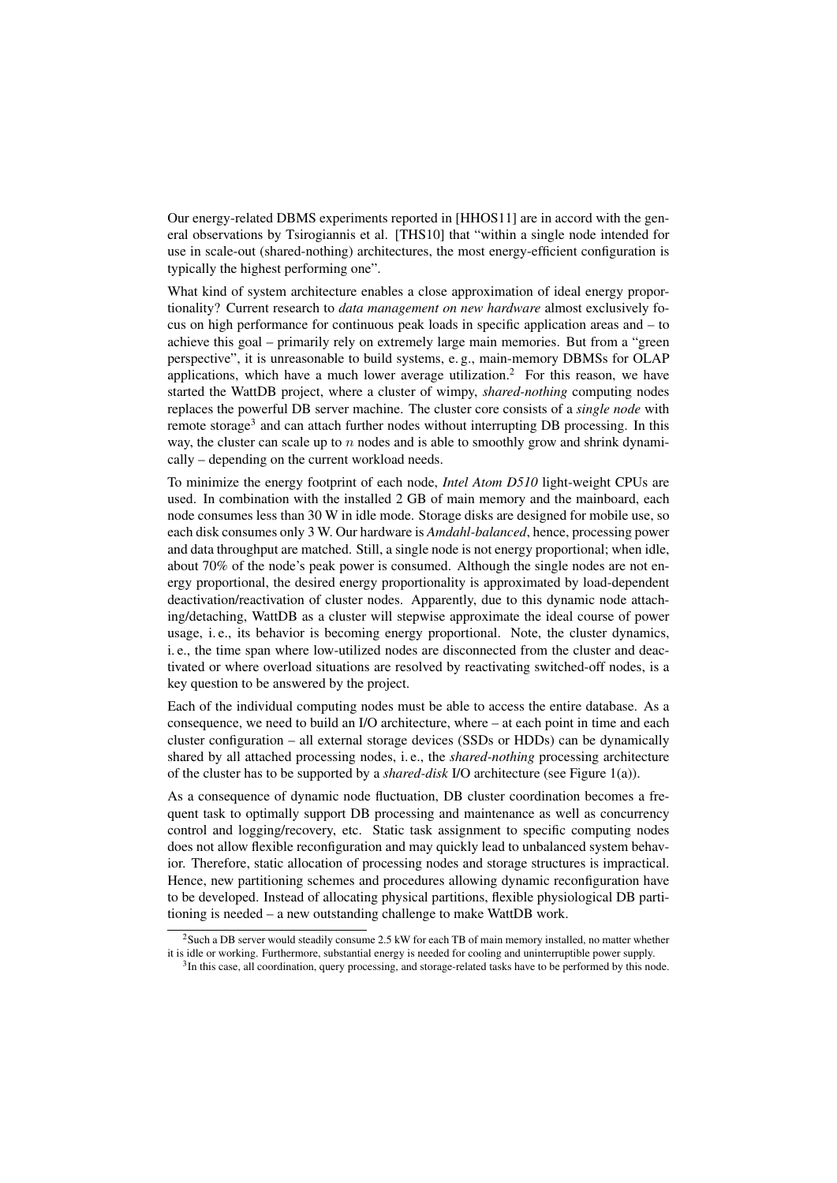Our energy-related DBMS experiments reported in [HHOS11] are in accord with the general observations by Tsirogiannis et al. [THS10] that "within a single node intended for use in scale-out (shared-nothing) architectures, the most energy-efficient configuration is typically the highest performing one".

What kind of system architecture enables a close approximation of ideal energy proportionality? Current research to *data management on new hardware* almost exclusively focus on high performance for continuous peak loads in specific application areas and – to achieve this goal – primarily rely on extremely large main memories. But from a "green perspective", it is unreasonable to build systems, e. g., main-memory DBMSs for OLAP applications, which have a much lower average utilization.[2] For this reason, we have started the WattDB project, where a cluster of wimpy, *shared-nothing* computing nodes replaces the powerful DB server machine. The cluster core consists of a *single node* with remote storage[3] and can attach further nodes without interrupting DB processing. In this way, the cluster can scale up to $n$ nodes and is able to smoothly grow and shrink dynamically – depending on the current workload needs.

To minimize the energy footprint of each node, *Intel Atom D510* light-weight CPUs are used. In combination with the installed 2 GB of main memory and the mainboard, each node consumes less than 30 W in idle mode. Storage disks are designed for mobile use, so each disk consumes only 3 W. Our hardware is *Amdahl-balanced*, hence, processing power and data throughput are matched. Still, a single node is not energy proportional; when idle, about 70% of the node's peak power is consumed. Although the single nodes are not energy proportional, the desired energy proportionality is approximated by load-dependent deactivation/reactivation of cluster nodes. Apparently, due to this dynamic node attaching/detaching, WattDB as a cluster will stepwise approximate the ideal course of power usage, i. e., its behavior is becoming energy proportional. Note, the cluster dynamics, i. e., the time span where low-utilized nodes are disconnected from the cluster and deactivated or where overload situations are resolved by reactivating switched-off nodes, is a key question to be answered by the project.

Each of the individual computing nodes must be able to access the entire database. As a consequence, we need to build an I/O architecture, where – at each point in time and each cluster configuration – all external storage devices (SSDs or HDDs) can be dynamically shared by all attached processing nodes, i. e., the *shared-nothing* processing architecture of the cluster has to be supported by a *shared-disk* I/O architecture (see Figure 1(a)).

As a consequence of dynamic node fluctuation, DB cluster coordination becomes a frequent task to optimally support DB processing and maintenance as well as concurrency control and logging/recovery, etc. Static task assignment to specific computing nodes does not allow flexible reconfiguration and may quickly lead to unbalanced system behavior. Therefore, static allocation of processing nodes and storage structures is impractical. Hence, new partitioning schemes and procedures allowing dynamic reconfiguration have to be developed. Instead of allocating physical partitions, flexible physiological DB partitioning is needed – a new outstanding challenge to make WattDB work.

[2] Such a DB server would steadily consume 2.5 kW for each TB of main memory installed, no matter whether it is idle or working. Furthermore, substantial energy is needed for cooling and uninterruptible power supply.

[3] In this case, all coordination, query processing, and storage-related tasks have to be performed by this node.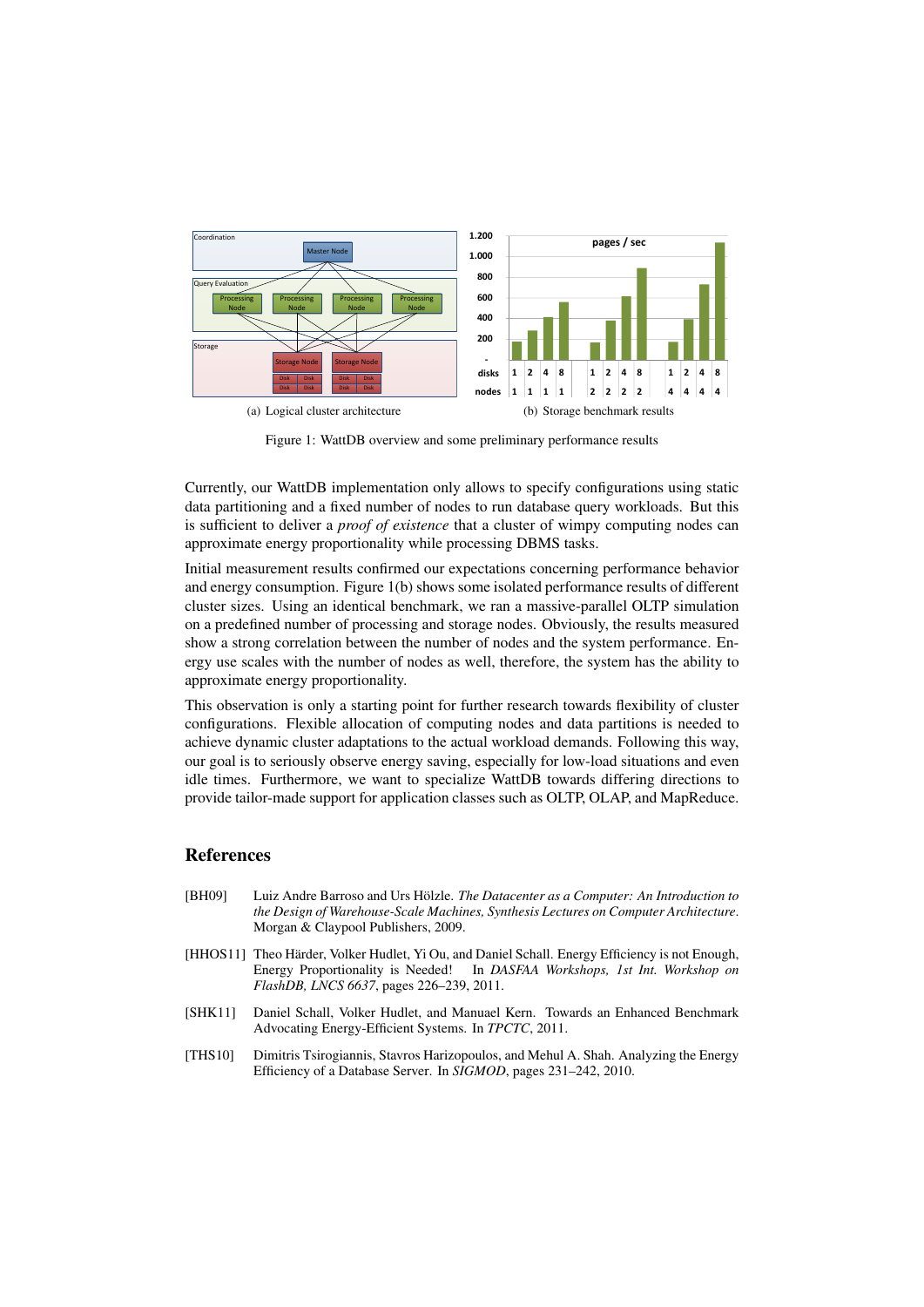Coordination

Master Node

Query Evaluation

Processing Node

Processing Node

Processing Node

Processing Node

Storage

Storage Node

Storage Node

Disk Disk Disk Disk

Disk Disk Disk Disk

(a) Logical cluster architecture

pages / sec

1.200
1.000
800
600
400
200
-

disks 1 2 4 8 1 2 4 8 1 2 4 8

nodes 1 1 1 1 2 2 2 2 4 4 4 4

(b) Storage benchmark results

Figure 1: WattDB overview and some preliminary performance results

Currently, our WattDB implementation only allows to specify configurations using static data partitioning and a fixed number of nodes to run database query workloads. But this is sufficient to deliver a *proof of existence* that a cluster of wimpy computing nodes can approximate energy proportionality while processing DBMS tasks.

Initial measurement results confirmed our expectations concerning performance behavior and energy consumption. Figure 1(b) shows some isolated performance results of different cluster sizes. Using an identical benchmark, we ran a massive-parallel OLTP simulation on a predefined number of processing and storage nodes. Obviously, the results measured show a strong correlation between the number of nodes and the system performance. Energy use scales with the number of nodes as well, therefore, the system has the ability to approximate energy proportionality.

This observation is only a starting point for further research towards flexibility of cluster configurations. Flexible allocation of computing nodes and data partitions is needed to achieve dynamic cluster adaptations to the actual workload demands. Following this way, our goal is to seriously observe energy saving, especially for low-load situations and even idle times. Furthermore, we want to specialize WattDB towards differing directions to provide tailor-made support for application classes such as OLTP, OLAP, and MapReduce.

## References

[BH09] Luiz Andre Barroso and Urs Hölzle. *The Datacenter as a Computer: An Introduction to the Design of Warehouse-Scale Machines, Synthesis Lectures on Computer Architecture*. Morgan & Claypool Publishers, 2009.

[HHOS11] Theo Härder, Volker Hudlet, Yi Ou, and Daniel Schall. Energy Efficiency is not Enough, Energy Proportionality is Needed! In *DASFAA Workshops, 1st Int. Workshop on FlashDB, LNCS 6637*, pages 226–239, 2011.

[SHK11] Daniel Schall, Volker Hudlet, and Manuael Kern. Towards an Enhanced Benchmark Advocating Energy-Efficient Systems. In *TPCTC*, 2011.

[THS10] Dimitris Tsirogiannis, Stavros Harizopoulos, and Mehul A. Shah. Analyzing the Energy Efficiency of a Database Server. In *SIGMOD*, pages 231–242, 2010.